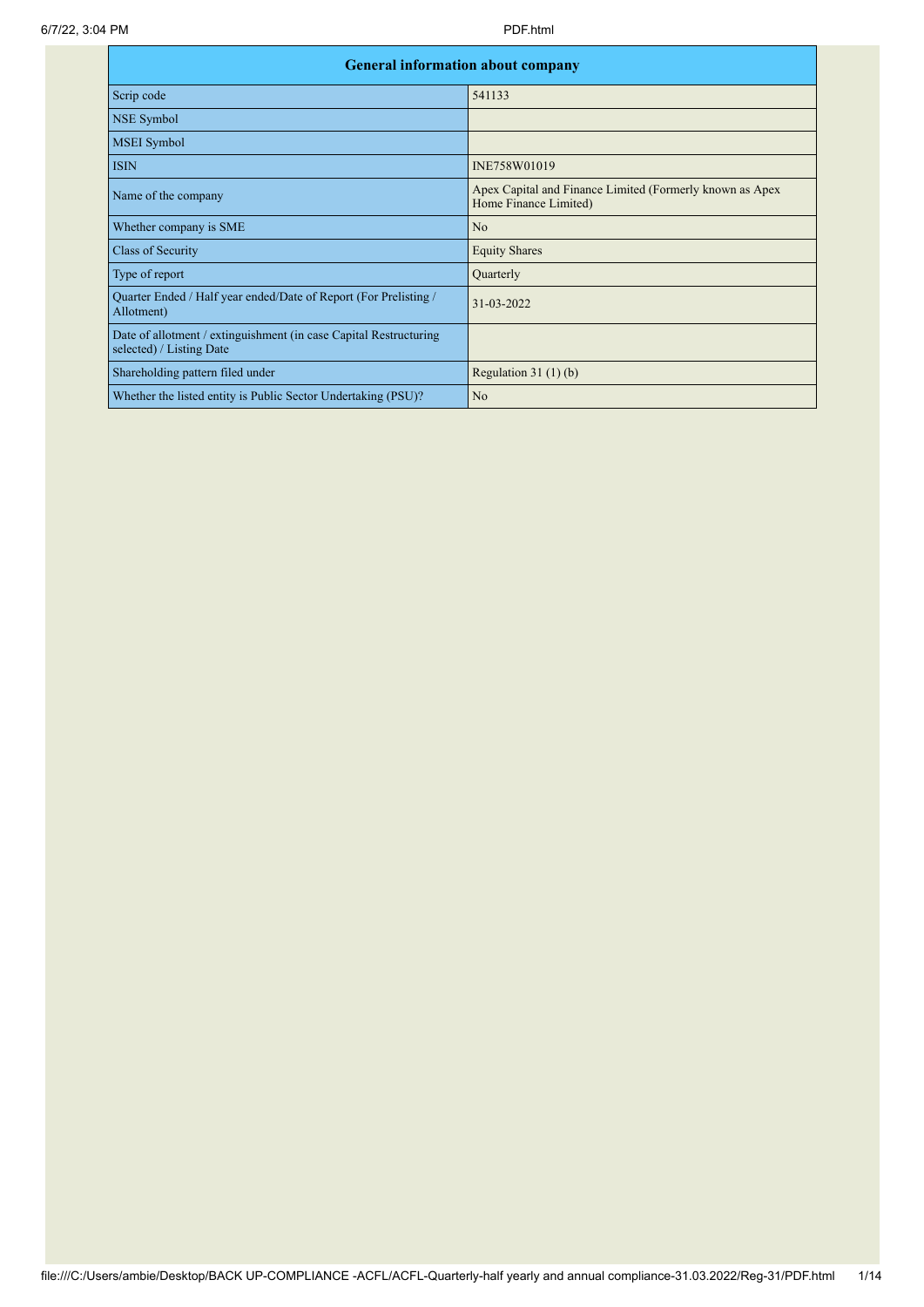| General information about company | |
|---|---|
| Scrip code | 541133 |
| NSE Symbol | |
| MSEI Symbol | |
| ISIN | INE758W01019 |
| Name of the company | Apex Capital and Finance Limited (Formerly known as Apex Home Finance Limited) |
| Whether company is SME | No |
| Class of Security | Equity Shares |
| Type of report | Quarterly |
| Quarter Ended / Half year ended/Date of Report (For Prelisting / Allotment) | 31-03-2022 |
| Date of allotment / extinguishment (in case Capital Restructuring selected) / Listing Date | |
| Shareholding pattern filed under | Regulation 31 (1) (b) |
| Whether the listed entity is Public Sector Undertaking (PSU)? | No |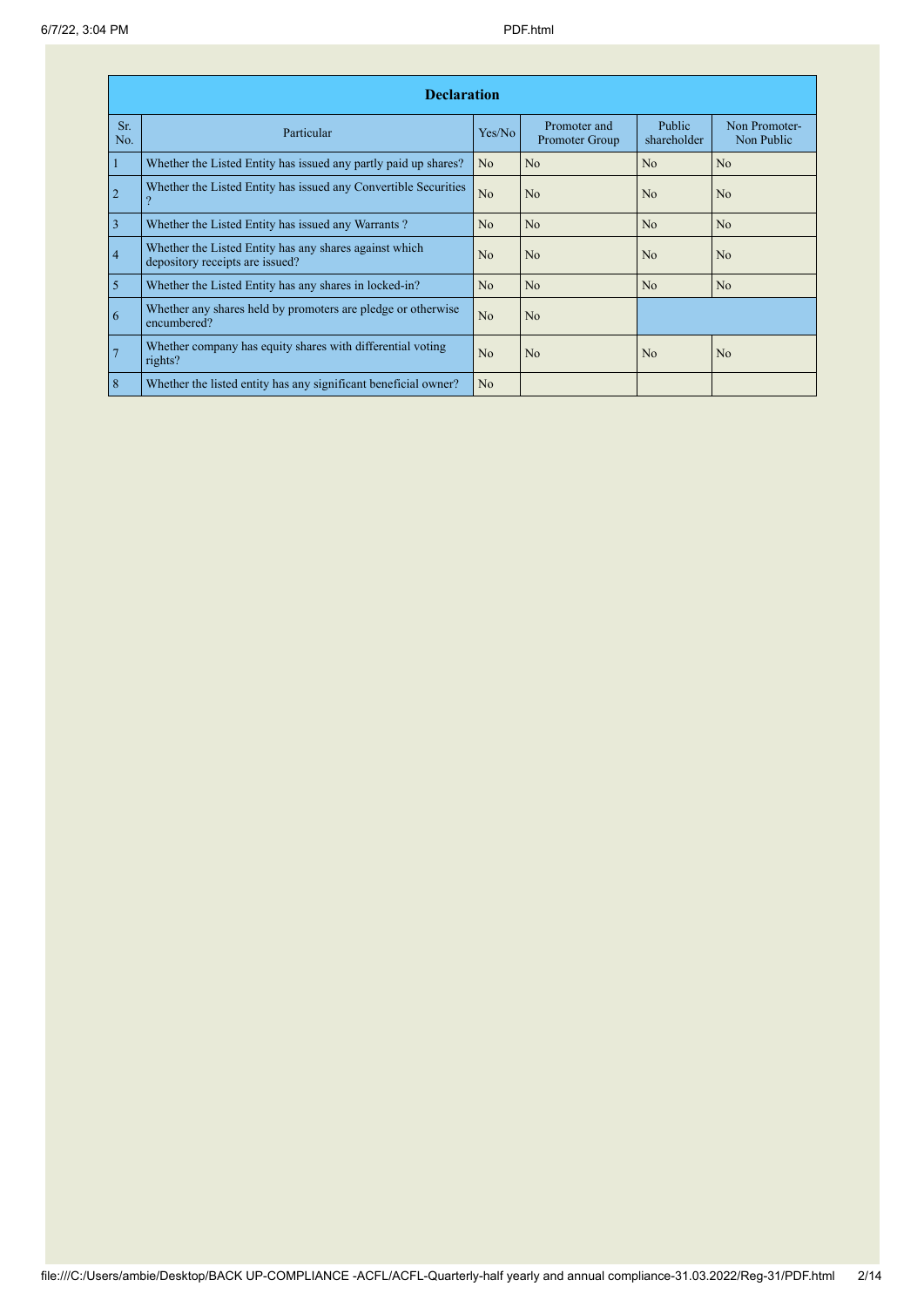| Declaration | | | | | |
|---|---|---|---|---|---|
| Sr. No. | Particular | Yes/No | Promoter and Promoter Group | Public shareholder | Non Promoter- Non Public |
| 1 | Whether the Listed Entity has issued any partly paid up shares? | No | No | No | No |
| 2 | Whether the Listed Entity has issued any Convertible Securities ? | No | No | No | No |
| 3 | Whether the Listed Entity has issued any Warrants ? | No | No | No | No |
| 4 | Whether the Listed Entity has any shares against which depository receipts are issued? | No | No | No | No |
| 5 | Whether the Listed Entity has any shares in locked-in? | No | No | No | No |
| 6 | Whether any shares held by promoters are pledge or otherwise encumbered? | No | No | | |
| 7 | Whether company has equity shares with differential voting rights? | No | No | No | No |
| 8 | Whether the listed entity has any significant beneficial owner? | No | | | |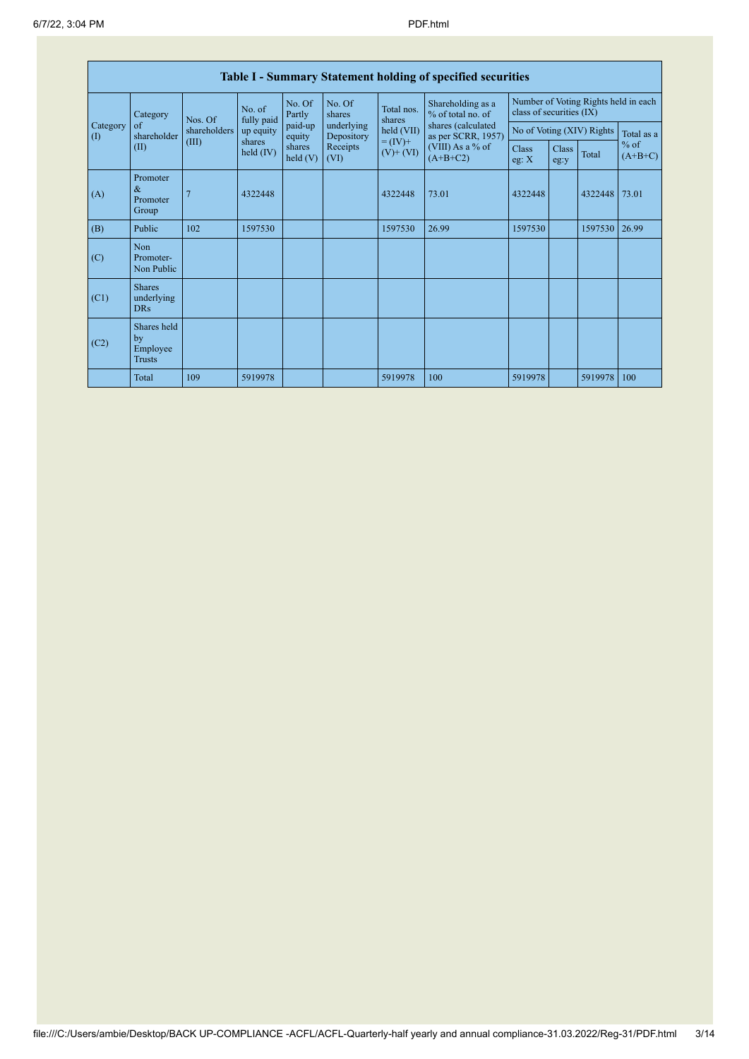| Table I - Summary Statement holding of specified securities | | | | | | | | | | | |
|---|---|---|---|---|---|---|---|---|---|---|---|
| Category (I) | Category of shareholder (II) | Nos. Of shareholders (III) | No. of fully paid up equity shares held (IV) | No. Of Partly paid-up equity shares held (V) | No. Of shares underlying Depository Receipts (VI) | Total nos. shares held (VII) = (IV)+ (V)+ (VI) | Shareholding as a % of total no. of shares (calculated as per SCRR, 1957) (VIII) As a % of (A+B+C2) | Number of Voting Rights held in each class of securities (IX) | | | |
| | | | | | | | | No of Voting (XIV) Rights | | | Total as a % of (A+B+C) |
| | | | | | | | | Class eg: X | Class eg:y | Total | |
| (A) | Promoter & Promoter Group | 7 | 4322448 | | | 4322448 | 73.01 | 4322448 | | 4322448 | 73.01 |
| (B) | Public | 102 | 1597530 | | | 1597530 | 26.99 | 1597530 | | 1597530 | 26.99 |
| (C) | Non Promoter- Non Public | | | | | | | | | | |
| (C1) | Shares underlying DRs | | | | | | | | | | |
| (C2) | Shares held by Employee Trusts | | | | | | | | | | |
| | Total | 109 | 5919978 | | | 5919978 | 100 | 5919978 | | 5919978 | 100 |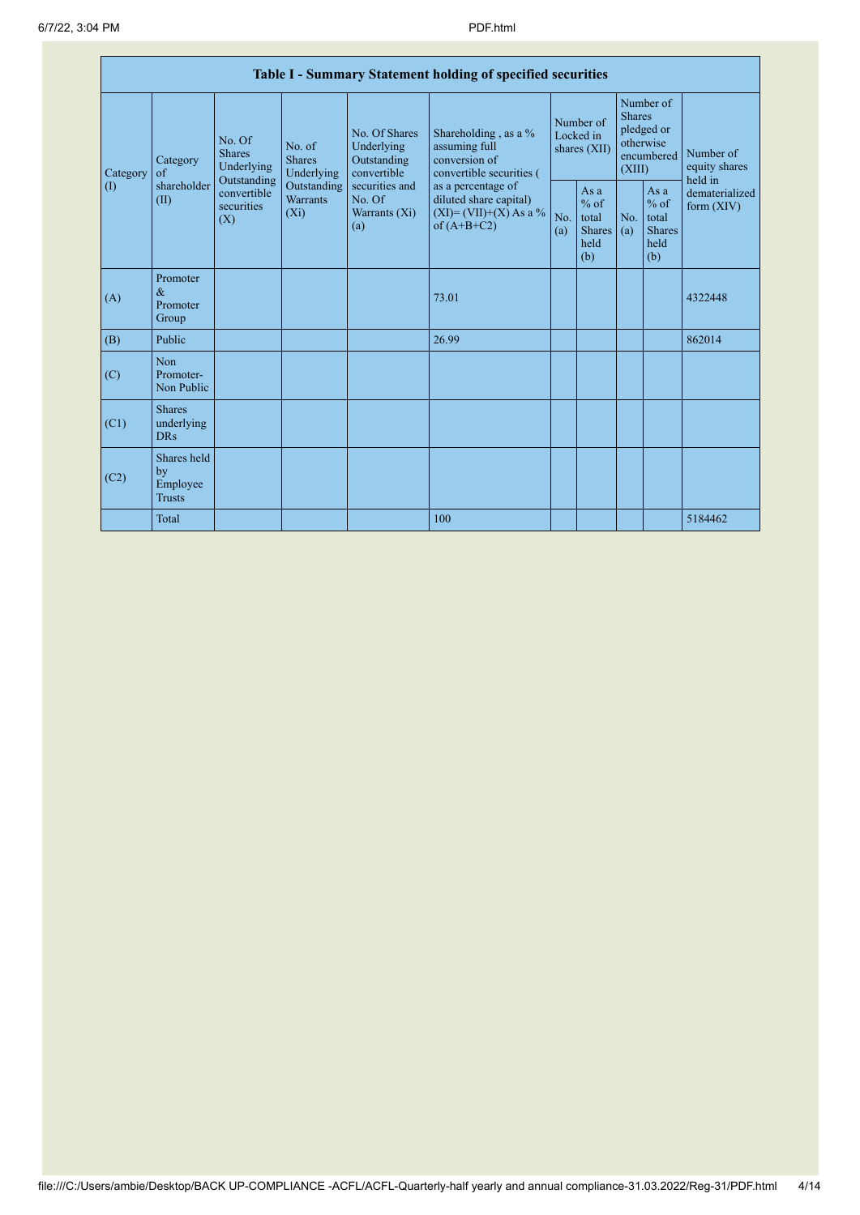| Table I - Summary Statement holding of specified securities | | | | | | | | | | | |
|---|---|---|---|---|---|---|---|---|---|---|---|
| Category (I) | Category of shareholder (II) | No. Of Shares Underlying Outstanding convertible securities (X) | No. of Shares Underlying Outstanding Warrants (Xi) | No. Of Shares Underlying Outstanding convertible securities and No. Of Warrants (Xi) (a) | Shareholding , as a % assuming full conversion of convertible securities ( as a percentage of diluted share capital) (XI)= (VII)+(X) As a % of (A+B+C2) | Number of Locked in shares (XII) | | Number of Shares pledged or otherwise encumbered (XIII) | | Number of equity shares held in dematerialized form (XIV) |
| | | | | | | No. (a) | As a % of total Shares held (b) | No. (a) | As a % of total Shares held (b) | |
| (A) | Promoter & Promoter Group | | | | 73.01 | | | | | 4322448 |
| (B) | Public | | | | 26.99 | | | | | 862014 |
| (C) | Non Promoter- Non Public | | | | | | | | | |
| (C1) | Shares underlying DRs | | | | | | | | | |
| (C2) | Shares held by Employee Trusts | | | | | | | | | |
| | Total | | | | 100 | | | | | 5184462 |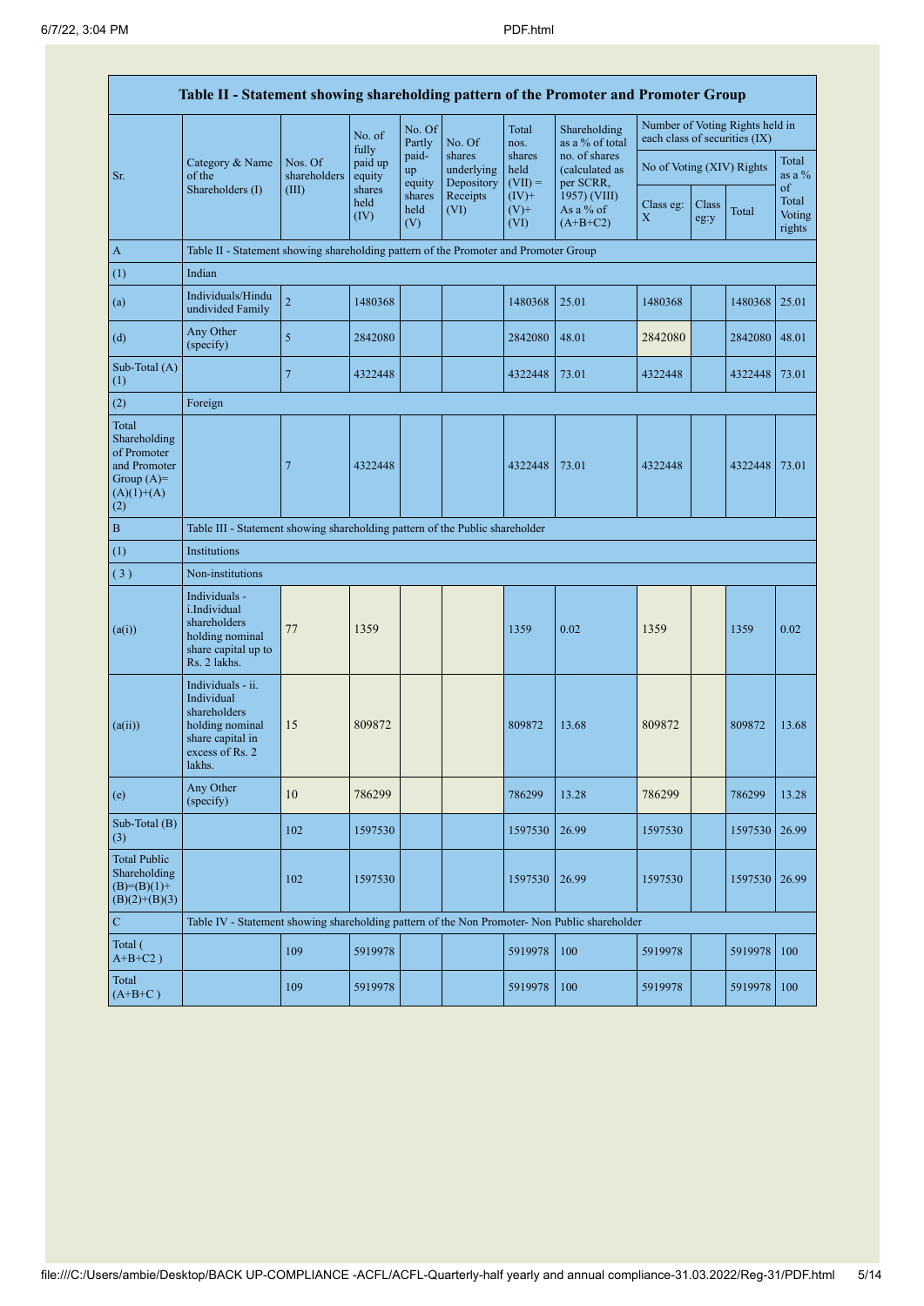| Table II - Statement showing shareholding pattern of the Promoter and Promoter Group | | | | | | | | | | | | |
|---|---|---|---|---|---|---|---|---|---|---|---|---|
| Sr. | Category & Name of the Shareholders (I) | Nos. Of shareholders (III) | No. of fully paid up equity shares held (IV) | No. Of Partly paid-up equity shares held (V) | No. Of shares underlying Depository Receipts (VI) | Total nos. shares held (VII) = (IV)+ (V)+ (VI) | Shareholding as a % of total no. of shares (calculated as per SCRR, 1957) (VIII) As a % of (A+B+C2) | Number of Voting Rights held in each class of securities (IX) | | | |
| | | | | | | | | No of Voting (XIV) Rights | | | Total as a % of Total Voting rights |
| | | | | | | | | Class eg: X | Class eg:y | Total | |
| A | Table II - Statement showing shareholding pattern of the Promoter and Promoter Group | | | | | | | | | | |
| (1) | Indian | | | | | | | | | | |
| (a) | Individuals/Hindu undivided Family | 2 | 1480368 | | | 1480368 | 25.01 | 1480368 | | 1480368 | 25.01 |
| (d) | Any Other (specify) | 5 | 2842080 | | | 2842080 | 48.01 | 2842080 | | 2842080 | 48.01 |
| Sub-Total (A) (1) | | 7 | 4322448 | | | 4322448 | 73.01 | 4322448 | | 4322448 | 73.01 |
| (2) | Foreign | | | | | | | | | | |
| Total Shareholding of Promoter and Promoter Group (A)= (A)(1)+(A)(2) | | 7 | 4322448 | | | 4322448 | 73.01 | 4322448 | | 4322448 | 73.01 |
| B | Table III - Statement showing shareholding pattern of the Public shareholder | | | | | | | | | | |
| (1) | Institutions | | | | | | | | | | |
| (3) | Non-institutions | | | | | | | | | | |
| (a(i)) | Individuals - i.Individual shareholders holding nominal share capital up to Rs. 2 lakhs. | 77 | 1359 | | | 1359 | 0.02 | 1359 | | 1359 | 0.02 |
| (a(ii)) | Individuals - ii. Individual shareholders holding nominal share capital in excess of Rs. 2 lakhs. | 15 | 809872 | | | 809872 | 13.68 | 809872 | | 809872 | 13.68 |
| (e) | Any Other (specify) | 10 | 786299 | | | 786299 | 13.28 | 786299 | | 786299 | 13.28 |
| Sub-Total (B) (3) | | 102 | 1597530 | | | 1597530 | 26.99 | 1597530 | | 1597530 | 26.99 |
| Total Public Shareholding (B)=(B)(1)+(B)(2)+(B)(3) | | 102 | 1597530 | | | 1597530 | 26.99 | 1597530 | | 1597530 | 26.99 |
| C | Table IV - Statement showing shareholding pattern of the Non Promoter- Non Public shareholder | | | | | | | | | | |
| Total ( A+B+C2 ) | | 109 | 5919978 | | | 5919978 | 100 | 5919978 | | 5919978 | 100 |
| Total (A+B+C ) | | 109 | 5919978 | | | 5919978 | 100 | 5919978 | | 5919978 | 100 |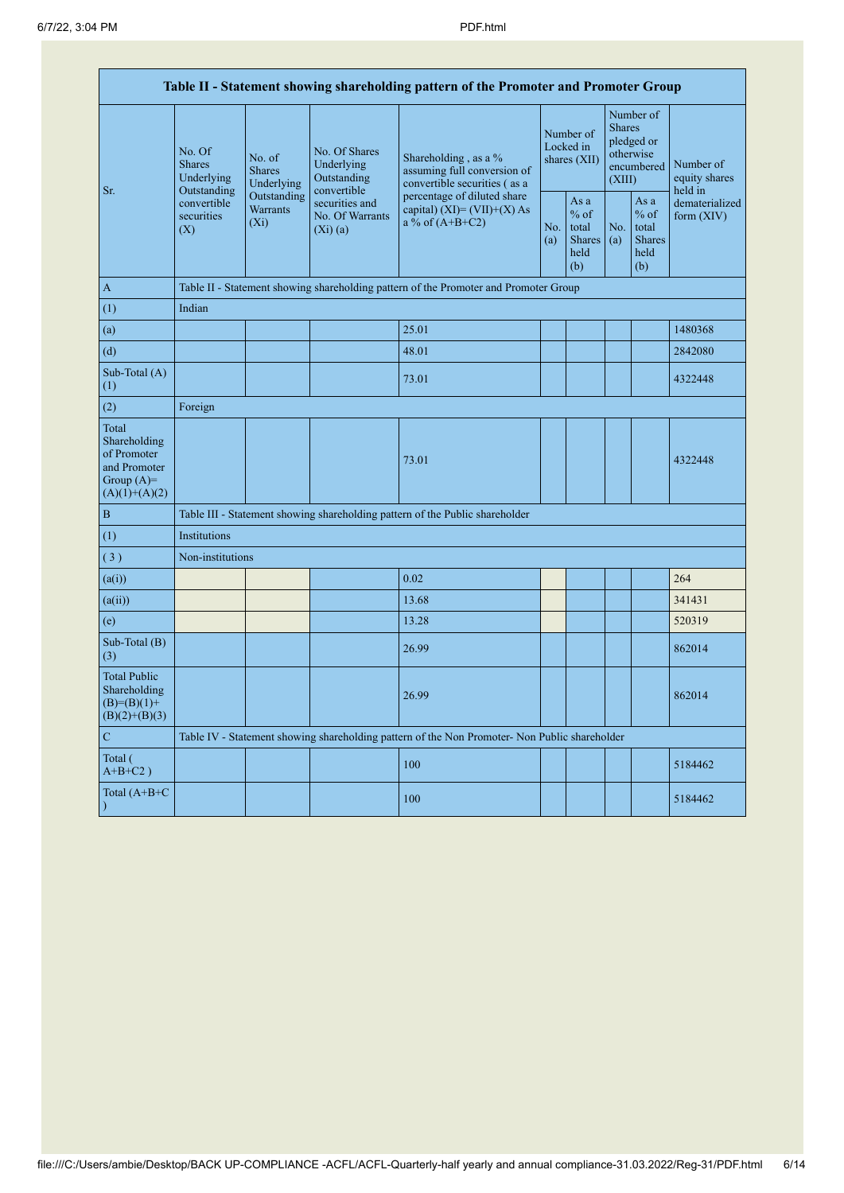| Table II - Statement showing shareholding pattern of the Promoter and Promoter Group | | | | | | | | | |
|---|---|---|---|---|---|---|---|---|---|
| Sr. | No. Of Shares Underlying Outstanding convertible securities (X) | No. of Shares Underlying Outstanding Warrants (Xi) | No. Of Shares Underlying Outstanding convertible securities and No. Of Warrants (Xi) (a) | Shareholding , as a % assuming full conversion of convertible securities ( as a percentage of diluted share capital) (XI)= (VII)+(X) As a % of (A+B+C2) | Number of Locked in shares (XII) | | Number of Shares pledged or otherwise encumbered (XIII) | | Number of equity shares held in dematerialized form (XIV) |
| | | | | | No. (a) | As a % of total Shares held (b) | No. (a) | As a % of total Shares held (b) | |
| A | Table II - Statement showing shareholding pattern of the Promoter and Promoter Group | | | | | | | | |
| (1) | Indian | | | | | | | | |
| (a) | | | | 25.01 | | | | | 1480368 |
| (d) | | | | 48.01 | | | | | 2842080 |
| Sub-Total (A) (1) | | | | 73.01 | | | | | 4322448 |
| (2) | Foreign | | | | | | | | |
| Total Shareholding of Promoter and Promoter Group (A)= (A)(1)+(A)(2) | | | | 73.01 | | | | | 4322448 |
| B | Table III - Statement showing shareholding pattern of the Public shareholder | | | | | | | | |
| (1) | Institutions | | | | | | | | |
| (3) | Non-institutions | | | | | | | | |
| (a(i)) | | | | 0.02 | | | | | 264 |
| (a(ii)) | | | | 13.68 | | | | | 341431 |
| (e) | | | | 13.28 | | | | | 520319 |
| Sub-Total (B) (3) | | | | 26.99 | | | | | 862014 |
| Total Public Shareholding (B)=(B)(1)+(B)(2)+(B)(3) | | | | 26.99 | | | | | 862014 |
| C | Table IV - Statement showing shareholding pattern of the Non Promoter- Non Public shareholder | | | | | | | | |
| Total ( A+B+C2 ) | | | | 100 | | | | | 5184462 |
| Total (A+B+C ) | | | | 100 | | | | | 5184462 |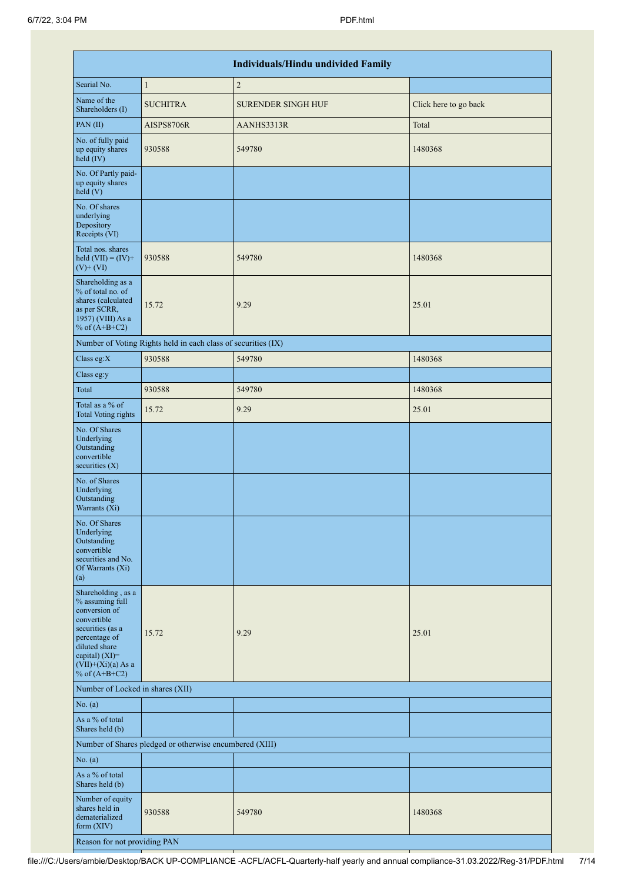| Individuals/Hindu undivided Family | | | |
|---|---|---|---|
| Searial No. | 1 | 2 | |
| Name of the Shareholders (I) | SUCHITRA | SURENDER SINGH HUF | Click here to go back |
| PAN (II) | AISPS8706R | AANHS3313R | Total |
| No. of fully paid up equity shares held (IV) | 930588 | 549780 | 1480368 |
| No. Of Partly paid-up equity shares held (V) | | | |
| No. Of shares underlying Depository Receipts (VI) | | | |
| Total nos. shares held (VII) = (IV)+ (V)+ (VI) | 930588 | 549780 | 1480368 |
| Shareholding as a % of total no. of shares (calculated as per SCRR, 1957) (VIII) As a % of (A+B+C2) | 15.72 | 9.29 | 25.01 |
| Number of Voting Rights held in each class of securities (IX) | | | |
| Class eg:X | 930588 | 549780 | 1480368 |
| Class eg:y | | | |
| Total | 930588 | 549780 | 1480368 |
| Total as a % of Total Voting rights | 15.72 | 9.29 | 25.01 |
| No. Of Shares Underlying Outstanding convertible securities (X) | | | |
| No. of Shares Underlying Outstanding Warrants (Xi) | | | |
| No. Of Shares Underlying Outstanding convertible securities and No. Of Warrants (Xi) (a) | | | |
| Shareholding , as a % assuming full conversion of convertible securities (as a percentage of diluted share capital) (XI)= (VII)+(Xi)(a) As a % of (A+B+C2) | 15.72 | 9.29 | 25.01 |
| Number of Locked in shares (XII) | | | |
| No. (a) | | | |
| As a % of total Shares held (b) | | | |
| Number of Shares pledged or otherwise encumbered (XIII) | | | |
| No. (a) | | | |
| As a % of total Shares held (b) | | | |
| Number of equity shares held in dematerialized form (XIV) | 930588 | 549780 | 1480368 |
| Reason for not providing PAN | | | |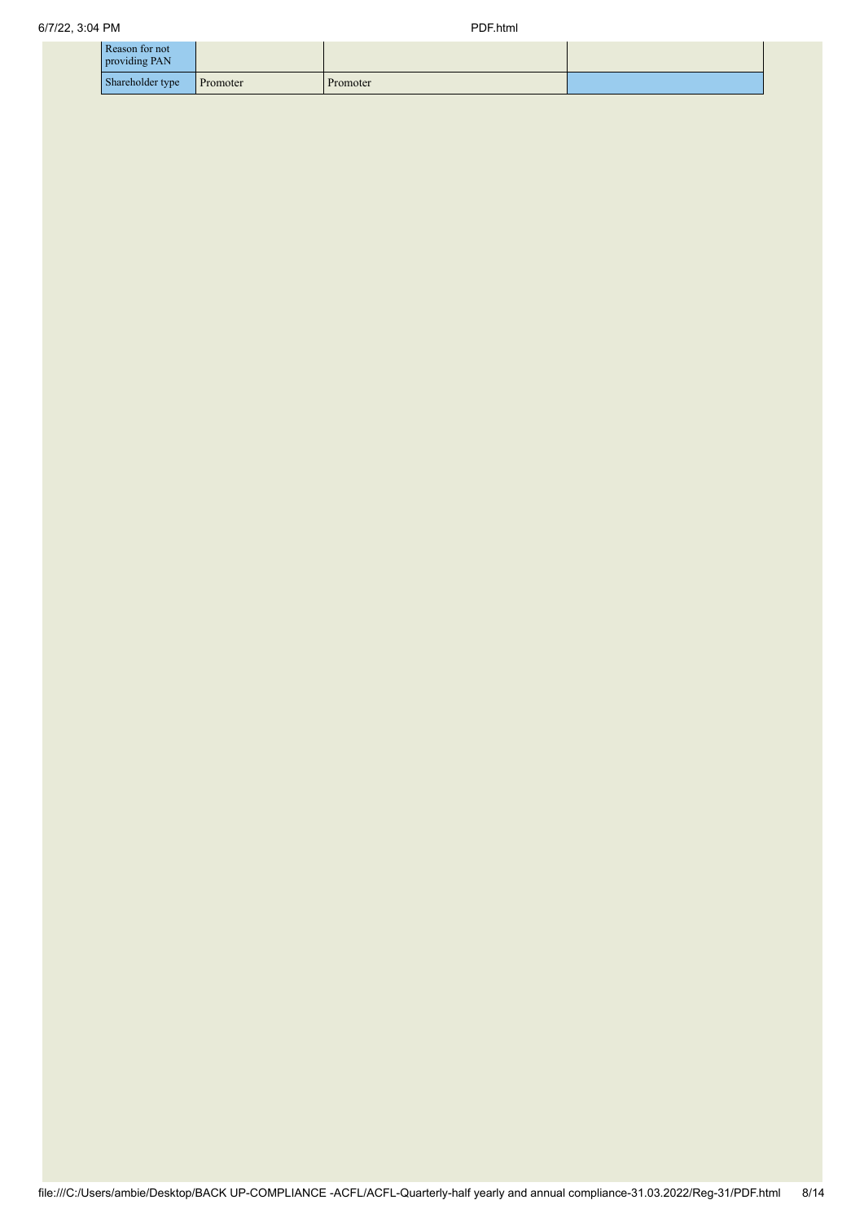| Reason for not providing PAN | | | |
|---|---|---|---|
| Shareholder type | Promoter | Promoter | |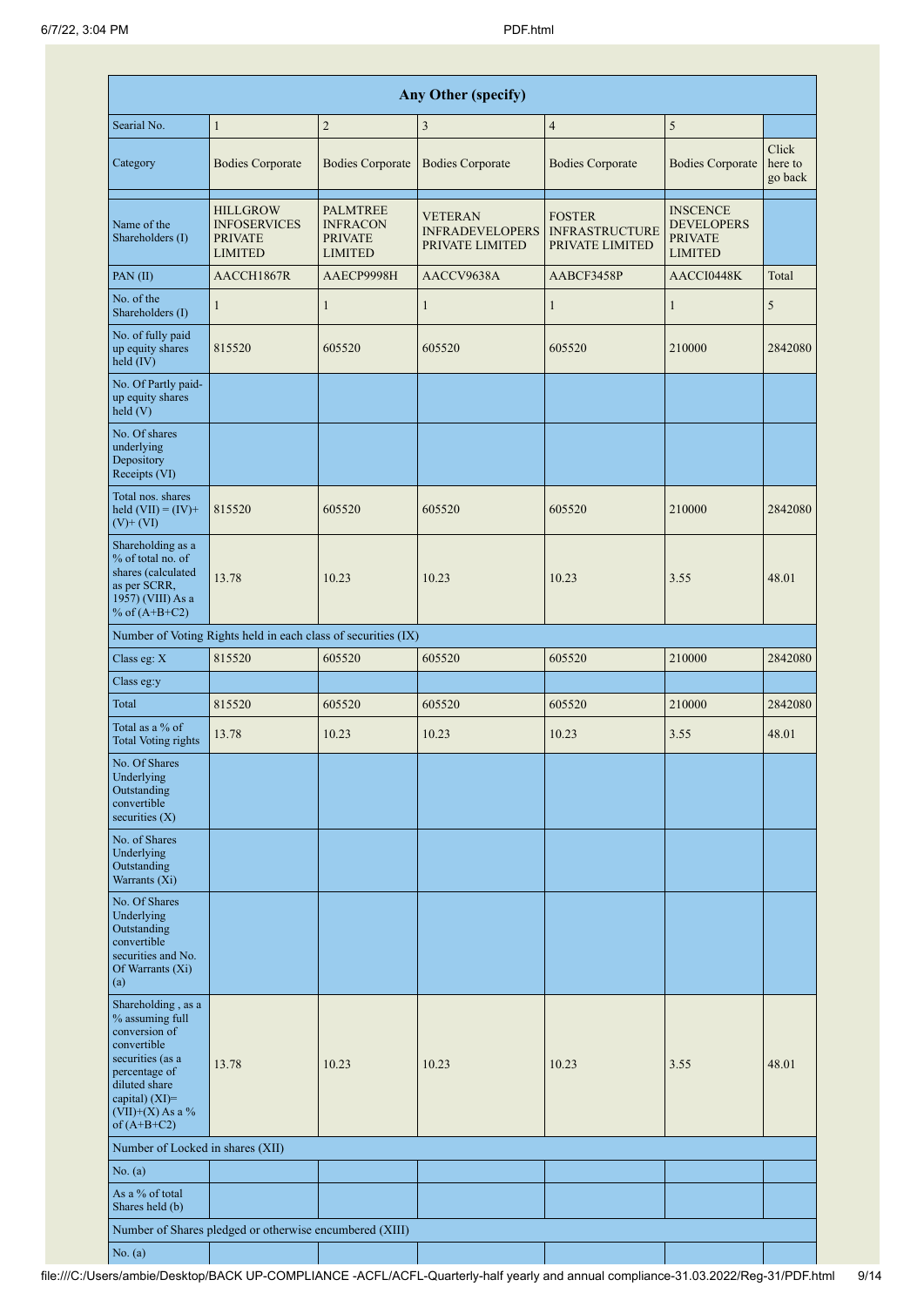| Any Other (specify) | | | | | | |
|---|---|---|---|---|---|---|
| Searial No. | 1 | 2 | 3 | 4 | 5 | |
| Category | Bodies Corporate | Bodies Corporate | Bodies Corporate | Bodies Corporate | Bodies Corporate | Click here to go back |
| Name of the Shareholders (I) | HILLGROW INFOSERVICES PRIVATE LIMITED | PALMTREE INFRACON PRIVATE LIMITED | VETERAN INFRADEVELOPERS PRIVATE LIMITED | FOSTER INFRASTRUCTURE PRIVATE LIMITED | INSCENCE DEVELOPERS PRIVATE LIMITED | |
| PAN (II) | AACCH1867R | AAECP9998H | AACCV9638A | AABCF3458P | AACCI0448K | Total |
| No. of the Shareholders (I) | 1 | 1 | 1 | 1 | 1 | 5 |
| No. of fully paid up equity shares held (IV) | 815520 | 605520 | 605520 | 605520 | 210000 | 2842080 |
| No. Of Partly paid-up equity shares held (V) | | | | | | |
| No. Of shares underlying Depository Receipts (VI) | | | | | | |
| Total nos. shares held (VII) = (IV)+(V)+ (VI) | 815520 | 605520 | 605520 | 605520 | 210000 | 2842080 |
| Shareholding as a % of total no. of shares (calculated as per SCRR, 1957) (VIII) As a % of (A+B+C2) | 13.78 | 10.23 | 10.23 | 10.23 | 3.55 | 48.01 |
| Number of Voting Rights held in each class of securities (IX) | | | | | | |
| Class eg: X | 815520 | 605520 | 605520 | 605520 | 210000 | 2842080 |
| Class eg:y | | | | | | |
| Total | 815520 | 605520 | 605520 | 605520 | 210000 | 2842080 |
| Total as a % of Total Voting rights | 13.78 | 10.23 | 10.23 | 10.23 | 3.55 | 48.01 |
| No. Of Shares Underlying Outstanding convertible securities (X) | | | | | | |
| No. of Shares Underlying Outstanding Warrants (Xi) | | | | | | |
| No. Of Shares Underlying Outstanding convertible securities and No. Of Warrants (Xi) (a) | | | | | | |
| Shareholding , as a % assuming full conversion of convertible securities (as a percentage of diluted share capital) (XI)= (VII)+(X) As a % of (A+B+C2) | 13.78 | 10.23 | 10.23 | 10.23 | 3.55 | 48.01 |
| Number of Locked in shares (XII) | | | | | | |
| No. (a) | | | | | | |
| As a % of total Shares held (b) | | | | | | |
| Number of Shares pledged or otherwise encumbered (XIII) | | | | | | |
| No. (a) | | | | | | |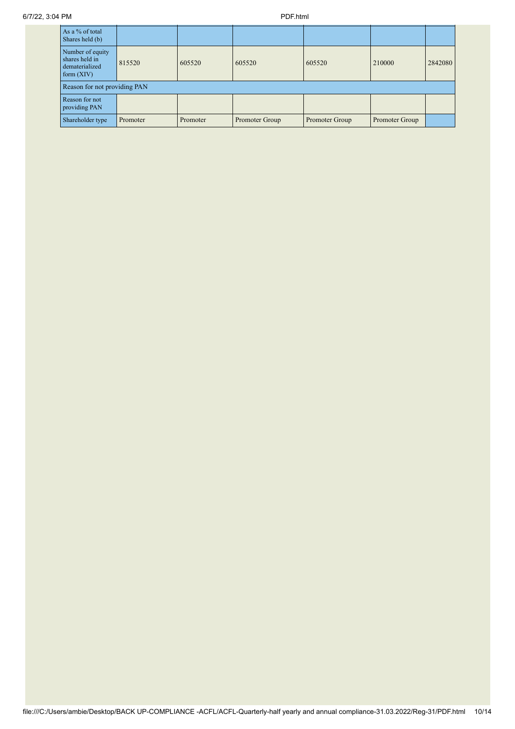| As a % of total Shares held (b) | | | | | | |
|---|---|---|---|---|---|---|
| Number of equity shares held in dematerialized form (XIV) | 815520 | 605520 | 605520 | 605520 | 210000 | 2842080 |
| Reason for not providing PAN | | | | | | |
| Reason for not providing PAN | | | | | | |
| Shareholder type | Promoter | Promoter | Promoter Group | Promoter Group | Promoter Group | |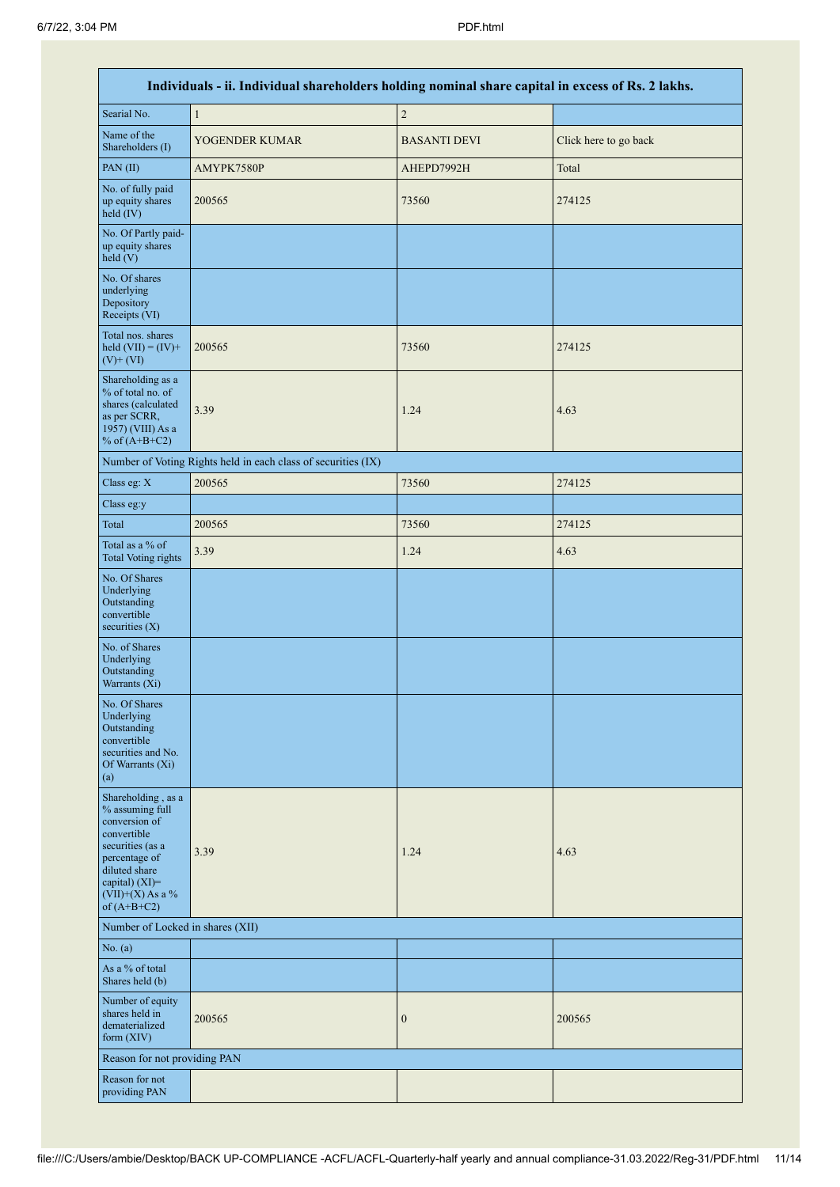| Individuals - ii. Individual shareholders holding nominal share capital in excess of Rs. 2 lakhs. | | | |
|---|---|---|---|
| Searial No. | 1 | 2 | |
| Name of the Shareholders (I) | YOGENDER KUMAR | BASANTI DEVI | Click here to go back |
| PAN (II) | AMYPK7580P | AHEPD7992H | Total |
| No. of fully paid up equity shares held (IV) | 200565 | 73560 | 274125 |
| No. Of Partly paid-up equity shares held (V) | | | |
| No. Of shares underlying Depository Receipts (VI) | | | |
| Total nos. shares held (VII) = (IV)+(V)+ (VI) | 200565 | 73560 | 274125 |
| Shareholding as a % of total no. of shares (calculated as per SCRR, 1957) (VIII) As a % of (A+B+C2) | 3.39 | 1.24 | 4.63 |
| Number of Voting Rights held in each class of securities (IX) | | | |
| Class eg: X | 200565 | 73560 | 274125 |
| Class eg:y | | | |
| Total | 200565 | 73560 | 274125 |
| Total as a % of Total Voting rights | 3.39 | 1.24 | 4.63 |
| No. Of Shares Underlying Outstanding convertible securities (X) | | | |
| No. of Shares Underlying Outstanding Warrants (Xi) | | | |
| No. Of Shares Underlying Outstanding convertible securities and No. Of Warrants (Xi) (a) | | | |
| Shareholding , as a % assuming full conversion of convertible securities (as a percentage of diluted share capital) (XI)= (VII)+(X) As a % of (A+B+C2) | 3.39 | 1.24 | 4.63 |
| Number of Locked in shares (XII) | | | |
| No. (a) | | | |
| As a % of total Shares held (b) | | | |
| Number of equity shares held in dematerialized form (XIV) | 200565 | 0 | 200565 |
| Reason for not providing PAN | | | |
| Reason for not providing PAN | | | |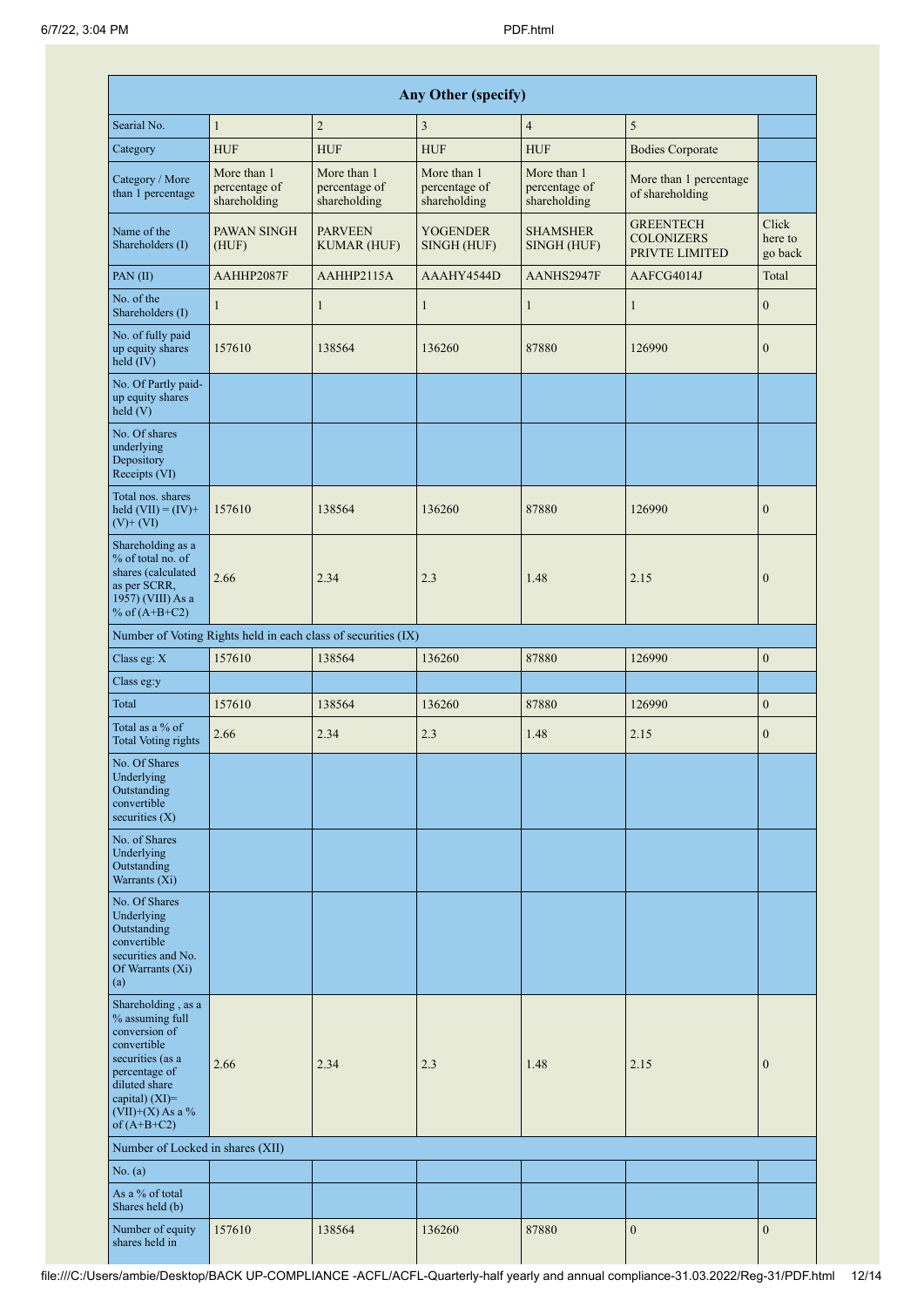| Any Other (specify) | | | | | | |
|---|---|---|---|---|---|---|
| Searial No. | 1 | 2 | 3 | 4 | 5 | |
| Category | HUF | HUF | HUF | HUF | Bodies Corporate | |
| Category / More than 1 percentage | More than 1 percentage of shareholding | More than 1 percentage of shareholding | More than 1 percentage of shareholding | More than 1 percentage of shareholding | More than 1 percentage of shareholding | |
| Name of the Shareholders (I) | PAWAN SINGH (HUF) | PARVEEN KUMAR (HUF) | YOGENDER SINGH (HUF) | SHAMSHER SINGH (HUF) | GREENTECH COLONIZERS PRIVTE LIMITED | Click here to go back |
| PAN (II) | AAHHP2087F | AAHHP2115A | AAAHY4544D | AANHS2947F | AAFCG4014J | Total |
| No. of the Shareholders (I) | 1 | 1 | 1 | 1 | 1 | 0 |
| No. of fully paid up equity shares held (IV) | 157610 | 138564 | 136260 | 87880 | 126990 | 0 |
| No. Of Partly paid-up equity shares held (V) | | | | | | |
| No. Of shares underlying Depository Receipts (VI) | | | | | | |
| Total nos. shares held (VII) = (IV)+ (V)+ (VI) | 157610 | 138564 | 136260 | 87880 | 126990 | 0 |
| Shareholding as a % of total no. of shares (calculated as per SCRR, 1957) (VIII) As a % of (A+B+C2) | 2.66 | 2.34 | 2.3 | 1.48 | 2.15 | 0 |
| Number of Voting Rights held in each class of securities (IX) | | | | | | |
| Class eg: X | 157610 | 138564 | 136260 | 87880 | 126990 | 0 |
| Class eg:y | | | | | | |
| Total | 157610 | 138564 | 136260 | 87880 | 126990 | 0 |
| Total as a % of Total Voting rights | 2.66 | 2.34 | 2.3 | 1.48 | 2.15 | 0 |
| No. Of Shares Underlying Outstanding convertible securities (X) | | | | | | |
| No. of Shares Underlying Outstanding Warrants (Xi) | | | | | | |
| No. Of Shares Underlying Outstanding convertible securities and No. Of Warrants (Xi) (a) | | | | | | |
| Shareholding , as a % assuming full conversion of convertible securities (as a percentage of diluted share capital) (XI)= (VII)+(X) As a % of (A+B+C2) | 2.66 | 2.34 | 2.3 | 1.48 | 2.15 | 0 |
| Number of Locked in shares (XII) | | | | | | |
| No. (a) | | | | | | |
| As a % of total Shares held (b) | | | | | | |
| Number of equity shares held in | 157610 | 138564 | 136260 | 87880 | 0 | 0 |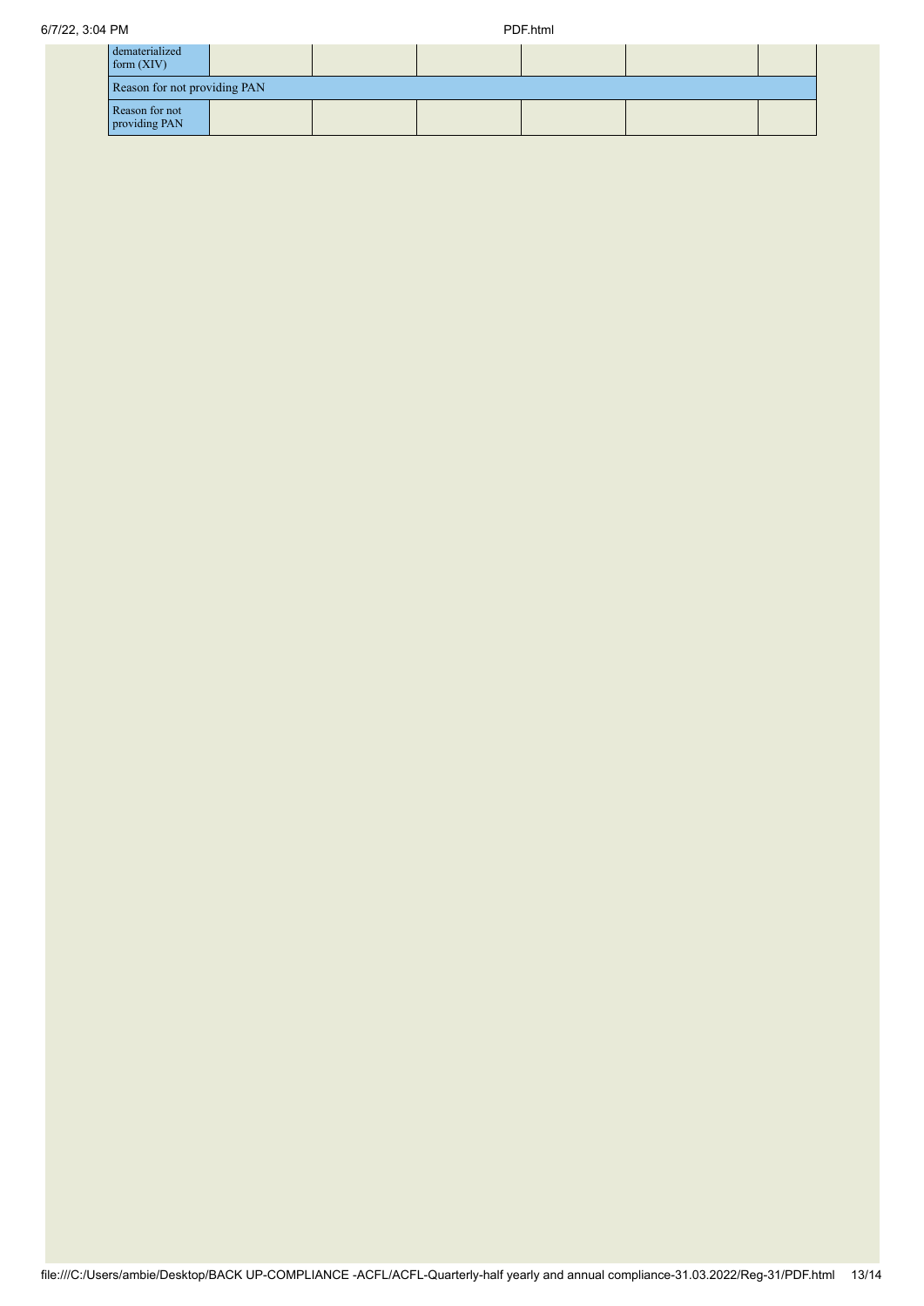| dematerialized form (XIV) | | | | | | |
|---|---|---|---|---|---|---|
| Reason for not providing PAN | | | | | | |
| Reason for not providing PAN | | | | | | |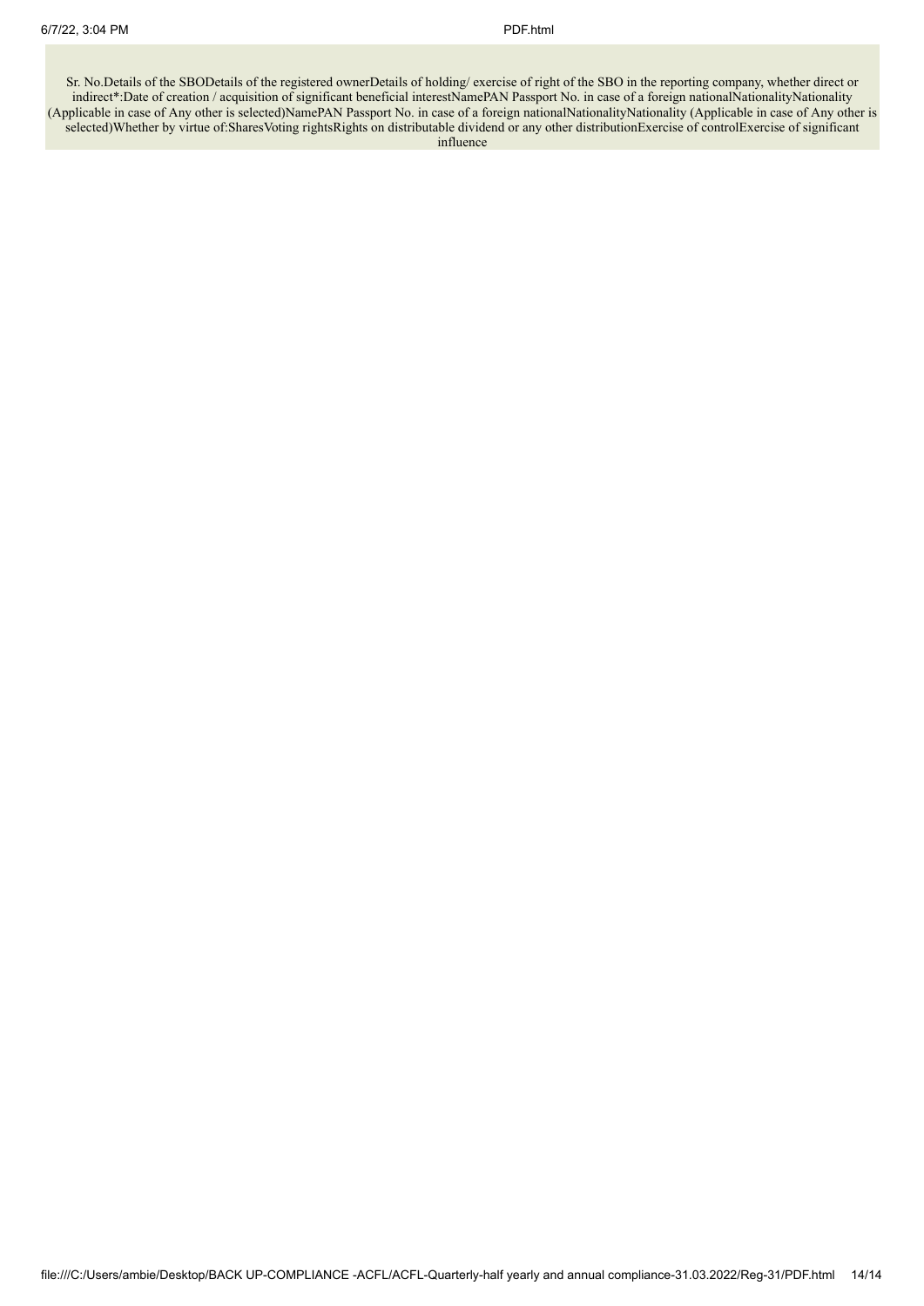Sr. No.Details of the SBODetails of the registered ownerDetails of holding/ exercise of right of the SBO in the reporting company, whether direct or indirect*:Date of creation / acquisition of significant beneficial interestNamePAN Passport No. in case of a foreign nationalNationalityNationality (Applicable in case of Any other is selected)NamePAN Passport No. in case of a foreign nationalNationalityNationality (Applicable in case of Any other is selected)Whether by virtue of:SharesVoting rightsRights on distributable dividend or any other distributionExercise of controlExercise of significant influence